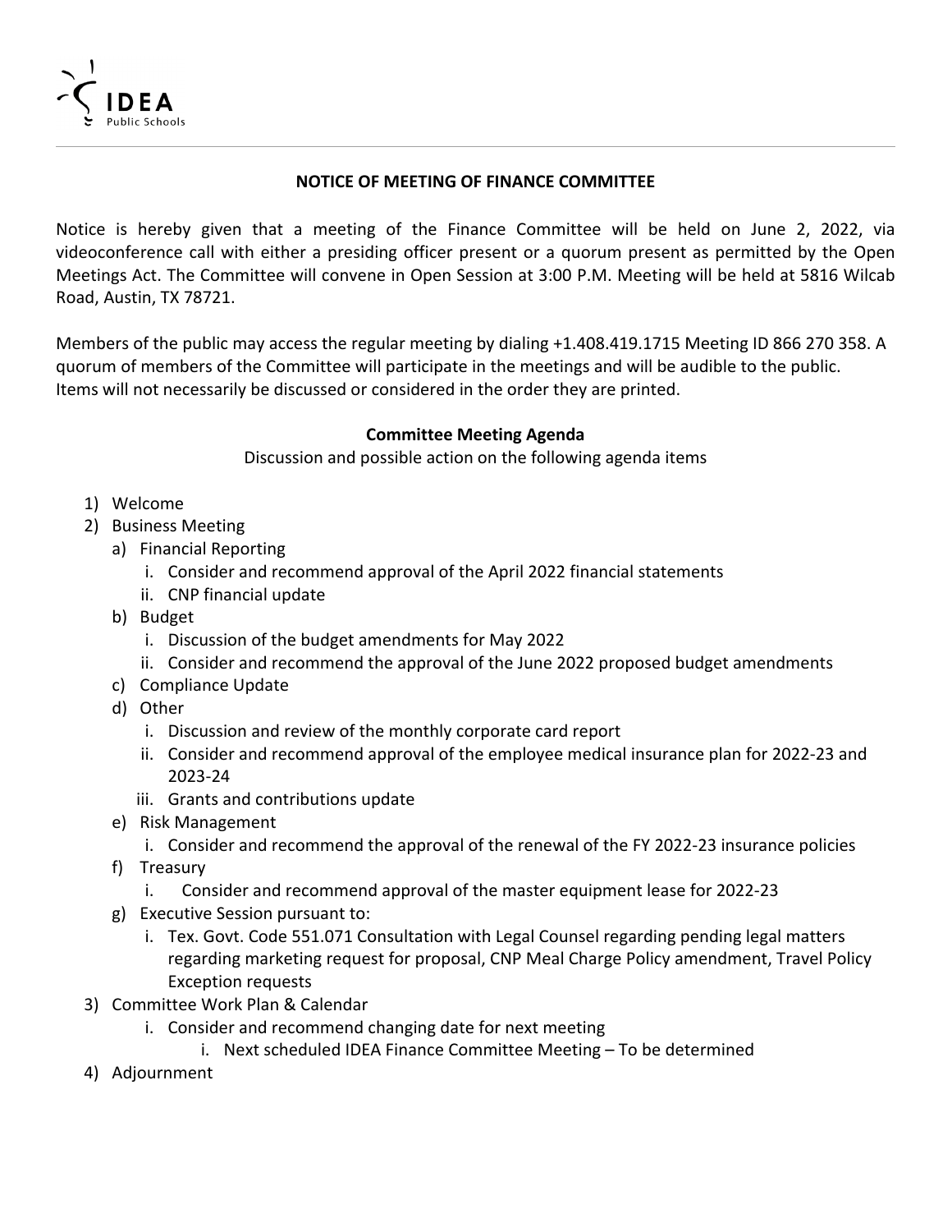IDEA Public Schools

**NOTICE OF MEETING OF FINANCE COMMITTEE**

Notice is hereby given that a meeting of the Finance Committee will be held on June 2, 2022, via videoconference call with either a presiding officer present or a quorum present as permitted by the Open Meetings Act. The Committee will convene in Open Session at 3:00 P.M. Meeting will be held at 5816 Wilcab Road, Austin, TX 78721.

Members of the public may access the regular meeting by dialing +1.408.419.1715 Meeting ID 866 270 358. A quorum of members of the Committee will participate in the meetings and will be audible to the public. Items will not necessarily be discussed or considered in the order they are printed.

**Committee Meeting Agenda**

Discussion and possible action on the following agenda items

1) Welcome
2) Business Meeting
   a) Financial Reporting
      i. Consider and recommend approval of the April 2022 financial statements
      ii. CNP financial update
   b) Budget
      i. Discussion of the budget amendments for May 2022
      ii. Consider and recommend the approval of the June 2022 proposed budget amendments
   c) Compliance Update
   d) Other
      i. Discussion and review of the monthly corporate card report
      ii. Consider and recommend approval of the employee medical insurance plan for 2022-23 and 2023-24
      iii. Grants and contributions update
   e) Risk Management
      i. Consider and recommend the approval of the renewal of the FY 2022-23 insurance policies
   f) Treasury
      i. Consider and recommend approval of the master equipment lease for 2022-23
   g) Executive Session pursuant to:
      i. Tex. Govt. Code 551.071 Consultation with Legal Counsel regarding pending legal matters regarding marketing request for proposal, CNP Meal Charge Policy amendment, Travel Policy Exception requests
3) Committee Work Plan & Calendar
      i. Consider and recommend changing date for next meeting
         i. Next scheduled IDEA Finance Committee Meeting – To be determined
4) Adjournment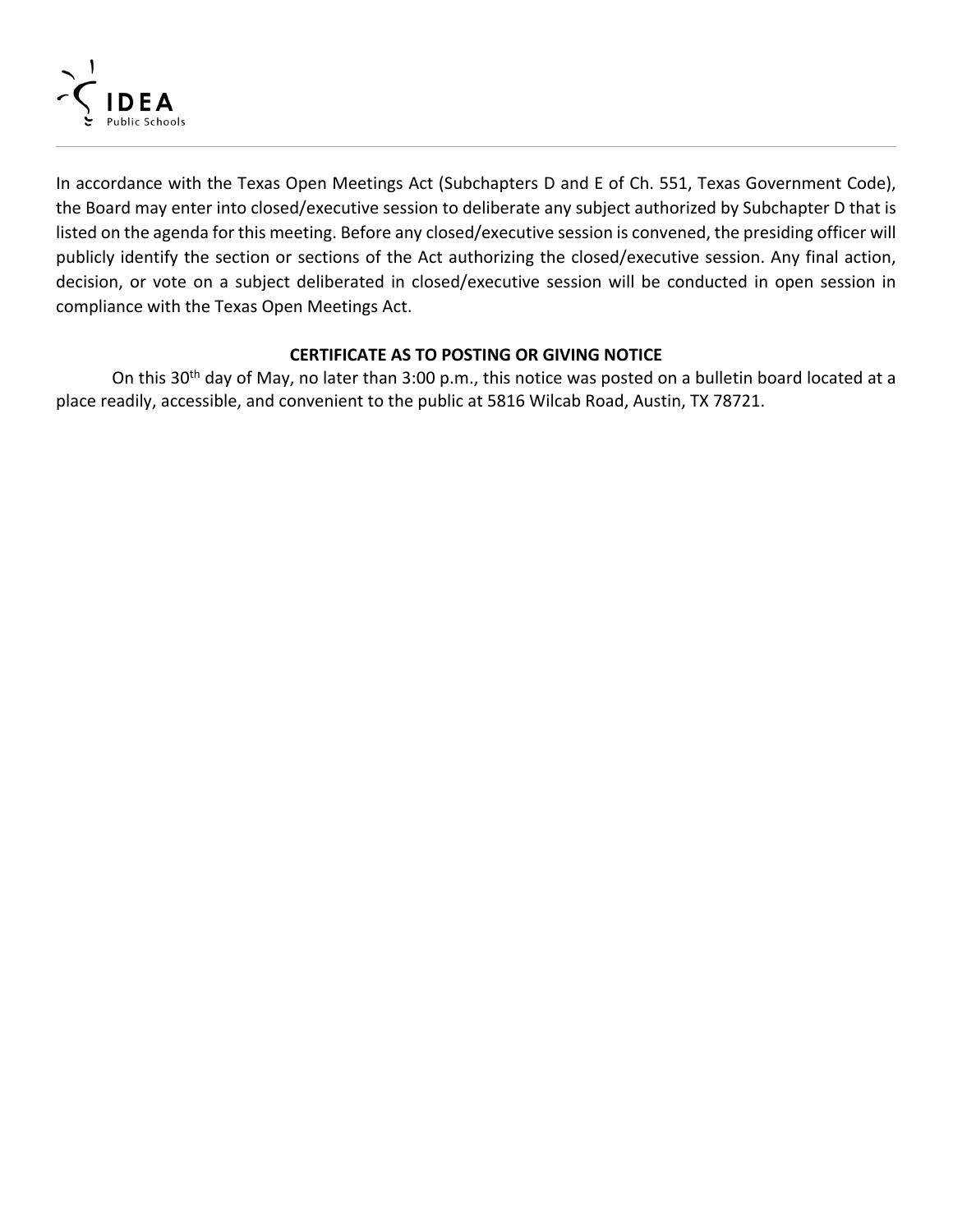In accordance with the Texas Open Meetings Act (Subchapters D and E of Ch. 551, Texas Government Code), the Board may enter into closed/executive session to deliberate any subject authorized by Subchapter D that is listed on the agenda for this meeting. Before any closed/executive session is convened, the presiding officer will publicly identify the section or sections of the Act authorizing the closed/executive session. Any final action, decision, or vote on a subject deliberated in closed/executive session will be conducted in open session in compliance with the Texas Open Meetings Act.

**CERTIFICATE AS TO POSTING OR GIVING NOTICE**

On this 30th day of May, no later than 3:00 p.m., this notice was posted on a bulletin board located at a place readily, accessible, and convenient to the public at 5816 Wilcab Road, Austin, TX 78721.